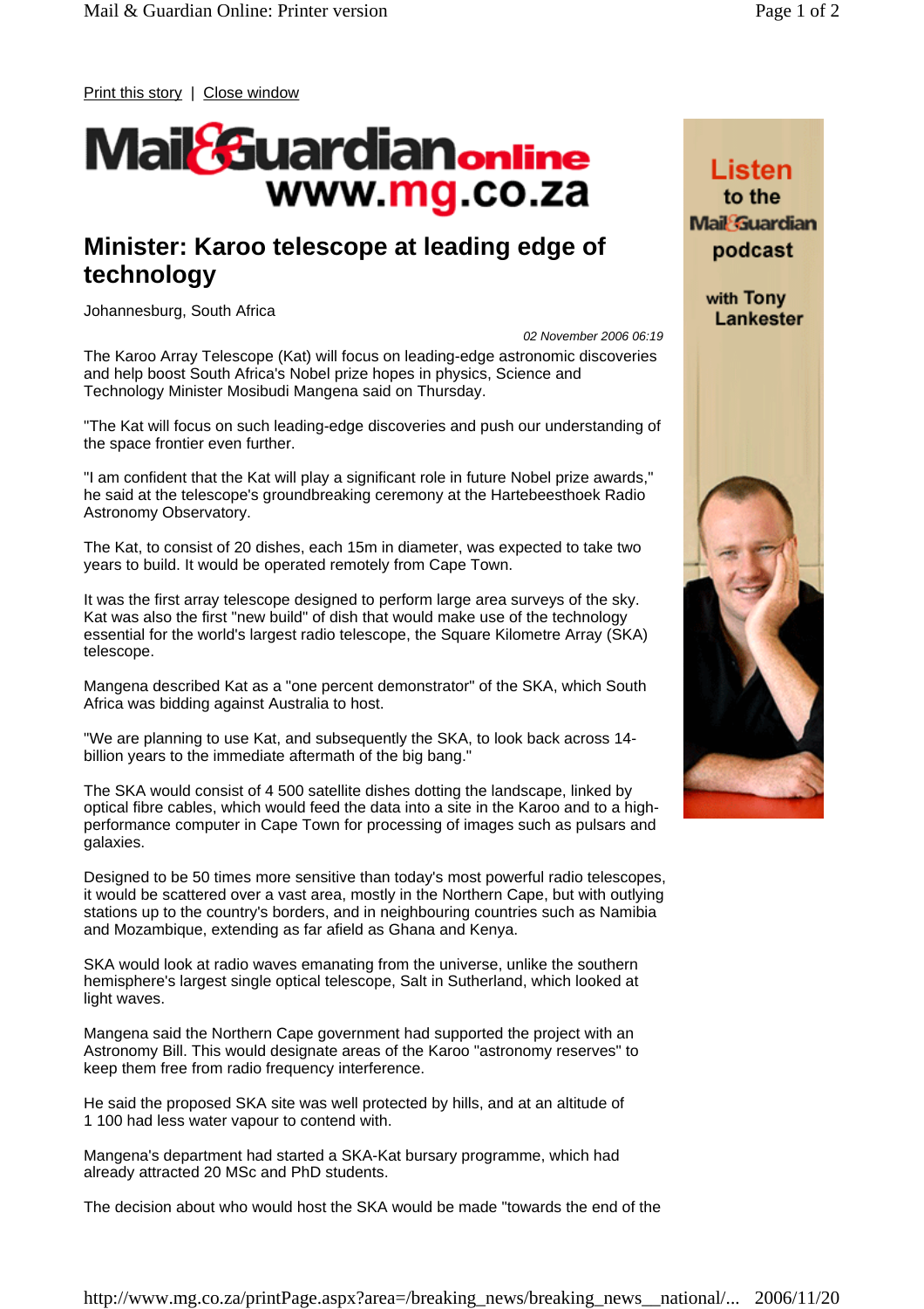Print this story | Close window

# Minister: Karoo telescope at leading edge of technology

Johannesburg, South Africa

*02 November 2006 06:19*

The Karoo Array Telescope (Kat) will focus on leading-edge astronomic discoveries and help boost South Africa's Nobel prize hopes in physics, Science and Technology Minister Mosibudi Mangena said on Thursday.

"The Kat will focus on such leading-edge discoveries and push our understanding of the space frontier even further.

"I am confident that the Kat will play a significant role in future Nobel prize awards," he said at the telescope's groundbreaking ceremony at the Hartebeesthoek Radio Astronomy Observatory.

The Kat, to consist of 20 dishes, each 15m in diameter, was expected to take two years to build. It would be operated remotely from Cape Town.

It was the first array telescope designed to perform large area surveys of the sky. Kat was also the first "new build" of dish that would make use of the technology essential for the world's largest radio telescope, the Square Kilometre Array (SKA) telescope.

Mangena described Kat as a "one percent demonstrator" of the SKA, which South Africa was bidding against Australia to host.

"We are planning to use Kat, and subsequently the SKA, to look back across 14-billion years to the immediate aftermath of the big bang."

The SKA would consist of 4 500 satellite dishes dotting the landscape, linked by optical fibre cables, which would feed the data into a site in the Karoo and to a high-performance computer in Cape Town for processing of images such as pulsars and galaxies.

Designed to be 50 times more sensitive than today's most powerful radio telescopes, it would be scattered over a vast area, mostly in the Northern Cape, but with outlying stations up to the country's borders, and in neighbouring countries such as Namibia and Mozambique, extending as far afield as Ghana and Kenya.

SKA would look at radio waves emanating from the universe, unlike the southern hemisphere's largest single optical telescope, Salt in Sutherland, which looked at light waves.

Mangena said the Northern Cape government had supported the project with an Astronomy Bill. This would designate areas of the Karoo "astronomy reserves" to keep them free from radio frequency interference.

He said the proposed SKA site was well protected by hills, and at an altitude of 1 100 had less water vapour to contend with.

Mangena's department had started a SKA-Kat bursary programme, which had already attracted 20 MSc and PhD students.

The decision about who would host the SKA would be made "towards the end of the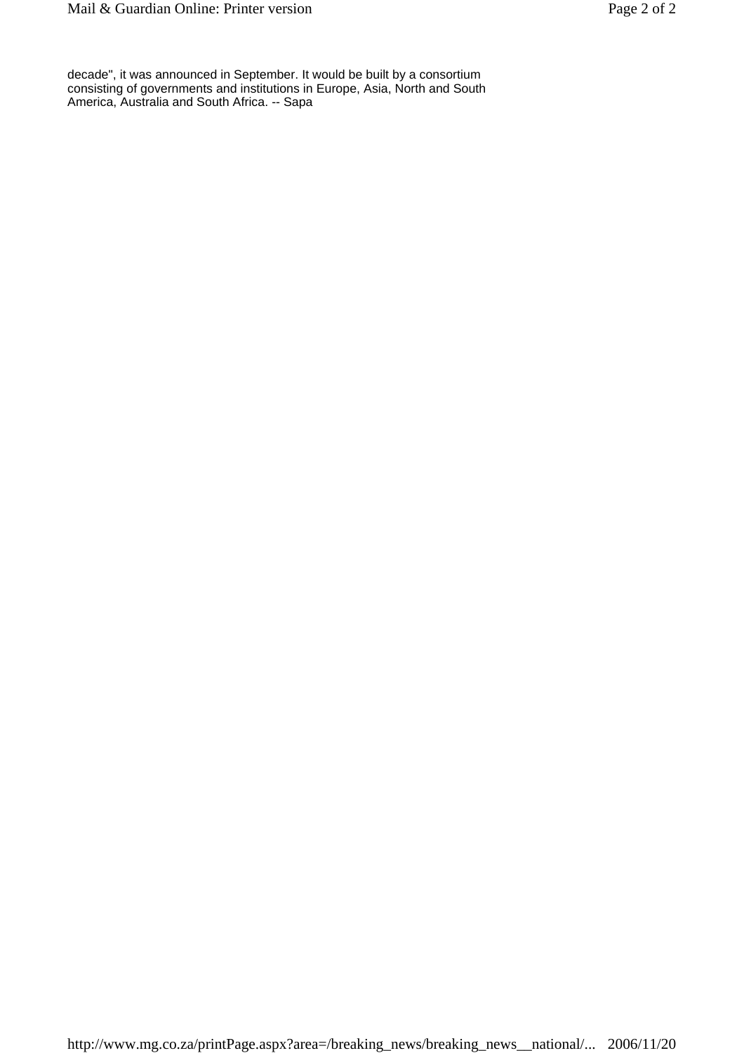decade", it was announced in September. It would be built by a consortium consisting of governments and institutions in Europe, Asia, North and South America, Australia and South Africa. -- Sapa